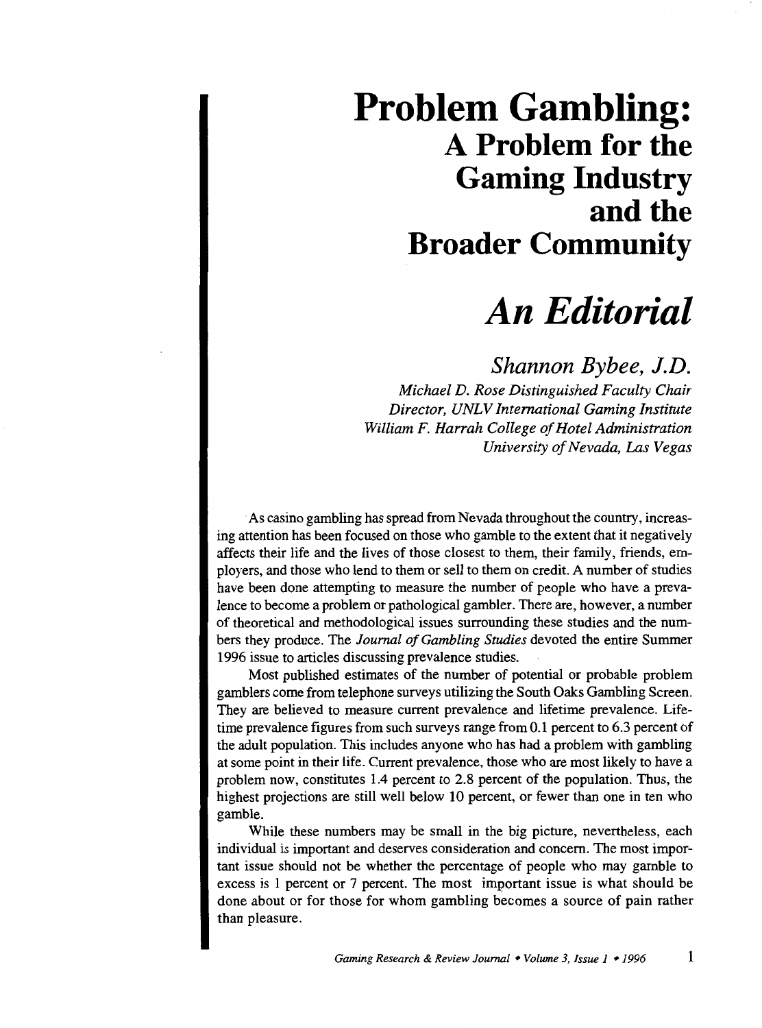# Problem Gambling:

## A Problem for the Gaming Industry and the Broader Community

# *An Editorial*

### *Shannon Bybee, J.D.*

*Michael D. Rose Distinguished Faculty Chair*
*Director, UNLV International Gaming Institute*
*William F. Harrah College of Hotel Administration*
*University of Nevada, Las Vegas*

As casino gambling has spread from Nevada throughout the country, increasing attention has been focused on those who gamble to the extent that it negatively affects their life and the lives of those closest to them, their family, friends, employers, and those who lend to them or sell to them on credit. A number of studies have been done attempting to measure the number of people who have a prevalence to become a problem or pathological gambler. There are, however, a number of theoretical and methodological issues surrounding these studies and the numbers they produce. The *Journal of Gambling Studies* devoted the entire Summer 1996 issue to articles discussing prevalence studies.

Most published estimates of the number of potential or probable problem gamblers come from telephone surveys utilizing the South Oaks Gambling Screen. They are believed to measure current prevalence and lifetime prevalence. Lifetime prevalence figures from such surveys range from 0.1 percent to 6.3 percent of the adult population. This includes anyone who has had a problem with gambling at some point in their life. Current prevalence, those who are most likely to have a problem now, constitutes 1.4 percent to 2.8 percent of the population. Thus, the highest projections are still well below 10 percent, or fewer than one in ten who gamble.

While these numbers may be small in the big picture, nevertheless, each individual is important and deserves consideration and concern. The most important issue should not be whether the percentage of people who may gamble to excess is 1 percent or 7 percent. The most important issue is what should be done about or for those for whom gambling becomes a source of pain rather than pleasure.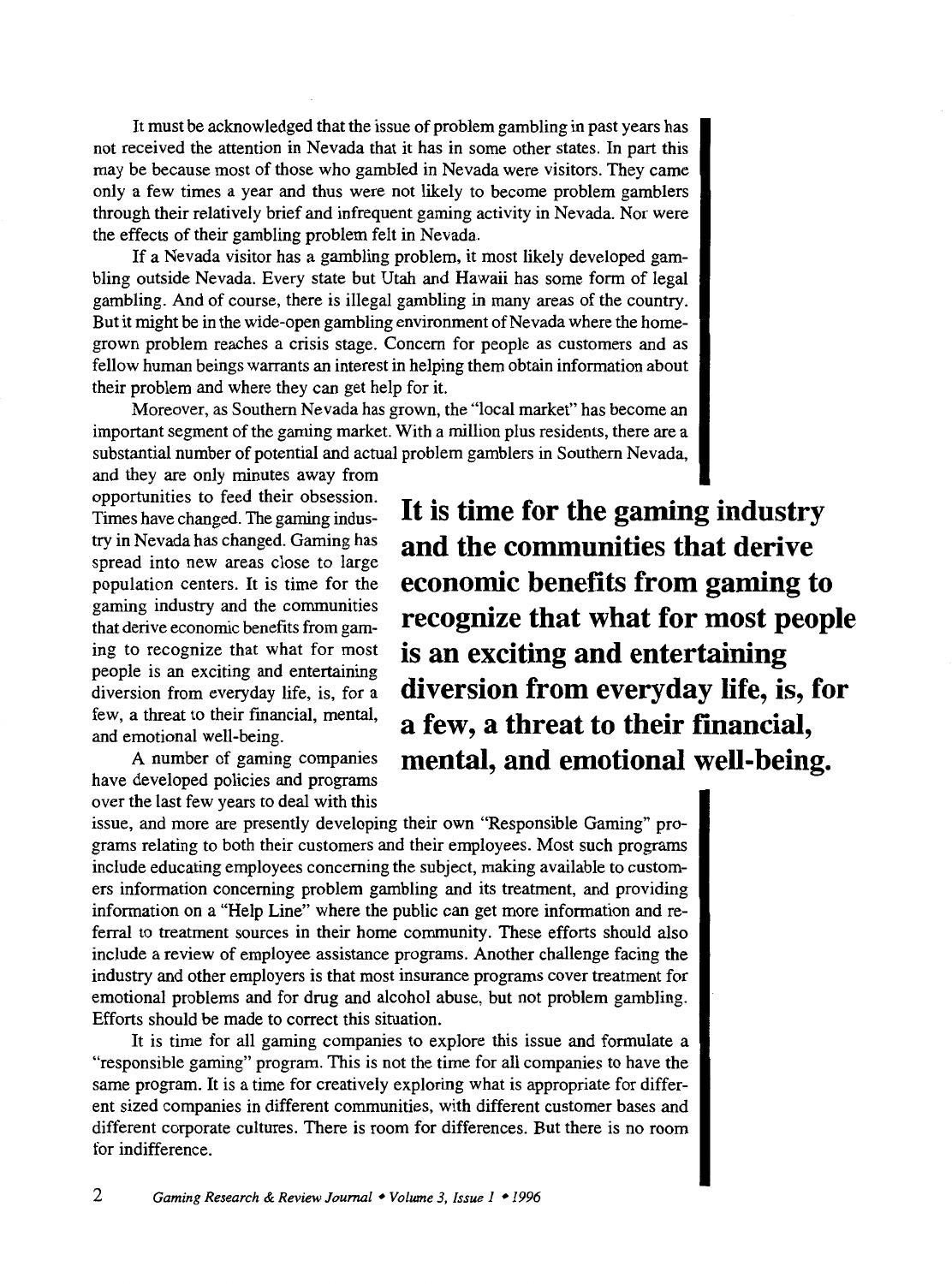It must be acknowledged that the issue of problem gambling in past years has not received the attention in Nevada that it has in some other states. In part this may be because most of those who gambled in Nevada were visitors. They came only a few times a year and thus were not likely to become problem gamblers through their relatively brief and infrequent gaming activity in Nevada. Nor were the effects of their gambling problem felt in Nevada.

If a Nevada visitor has a gambling problem, it most likely developed gambling outside Nevada. Every state but Utah and Hawaii has some form of legal gambling. And of course, there is illegal gambling in many areas of the country. But it might be in the wide-open gambling environment of Nevada where the homegrown problem reaches a crisis stage. Concern for people as customers and as fellow human beings warrants an interest in helping them obtain information about their problem and where they can get help for it.

Moreover, as Southern Nevada has grown, the "local market" has become an important segment of the gaming market. With a million plus residents, there are a substantial number of potential and actual problem gamblers in Southern Nevada, and they are only minutes away from opportunities to feed their obsession. Times have changed. The gaming industry in Nevada has changed. Gaming has spread into new areas close to large population centers. It is time for the gaming industry and the communities that derive economic benefits from gaming to recognize that what for most people is an exciting and entertaining diversion from everyday life, is, for a few, a threat to their financial, mental, and emotional well-being.

**It is time for the gaming industry and the communities that derive economic benefits from gaming to recognize that what for most people is an exciting and entertaining diversion from everyday life, is, for a few, a threat to their financial, mental, and emotional well-being.**

A number of gaming companies have developed policies and programs over the last few years to deal with this issue, and more are presently developing their own "Responsible Gaming" programs relating to both their customers and their employees. Most such programs include educating employees concerning the subject, making available to customers information concerning problem gambling and its treatment, and providing information on a "Help Line" where the public can get more information and referral to treatment sources in their home community. These efforts should also include a review of employee assistance programs. Another challenge facing the industry and other employers is that most insurance programs cover treatment for emotional problems and for drug and alcohol abuse, but not problem gambling. Efforts should be made to correct this situation.

It is time for all gaming companies to explore this issue and formulate a "responsible gaming" program. This is not the time for all companies to have the same program. It is a time for creatively exploring what is appropriate for different sized companies in different communities, with different customer bases and different corporate cultures. There is room for differences. But there is no room for indifference.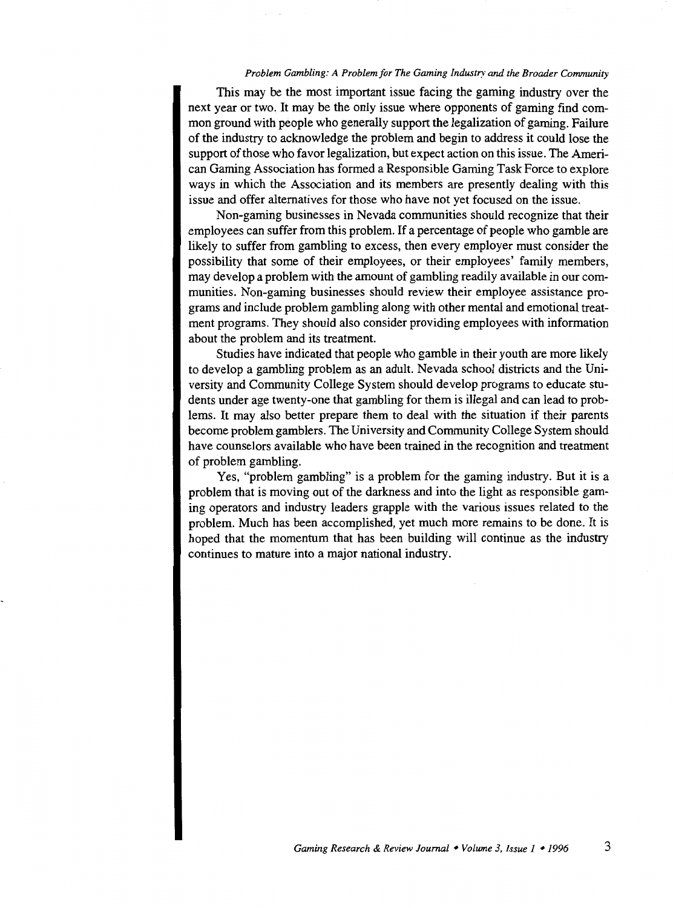This may be the most important issue facing the gaming industry over the next year or two. It may be the only issue where opponents of gaming find common ground with people who generally support the legalization of gaming. Failure of the industry to acknowledge the problem and begin to address it could lose the support of those who favor legalization, but expect action on this issue. The American Gaming Association has formed a Responsible Gaming Task Force to explore ways in which the Association and its members are presently dealing with this issue and offer alternatives for those who have not yet focused on the issue.

Non-gaming businesses in Nevada communities should recognize that their employees can suffer from this problem. If a percentage of people who gamble are likely to suffer from gambling to excess, then every employer must consider the possibility that some of their employees, or their employees' family members, may develop a problem with the amount of gambling readily available in our communities. Non-gaming businesses should review their employee assistance programs and include problem gambling along with other mental and emotional treatment programs. They should also consider providing employees with information about the problem and its treatment.

Studies have indicated that people who gamble in their youth are more likely to develop a gambling problem as an adult. Nevada school districts and the University and Community College System should develop programs to educate students under age twenty-one that gambling for them is illegal and can lead to problems. It may also better prepare them to deal with the situation if their parents become problem gamblers. The University and Community College System should have counselors available who have been trained in the recognition and treatment of problem gambling.

Yes, "problem gambling" is a problem for the gaming industry. But it is a problem that is moving out of the darkness and into the light as responsible gaming operators and industry leaders grapple with the various issues related to the problem. Much has been accomplished, yet much more remains to be done. It is hoped that the momentum that has been building will continue as the industry continues to mature into a major national industry.